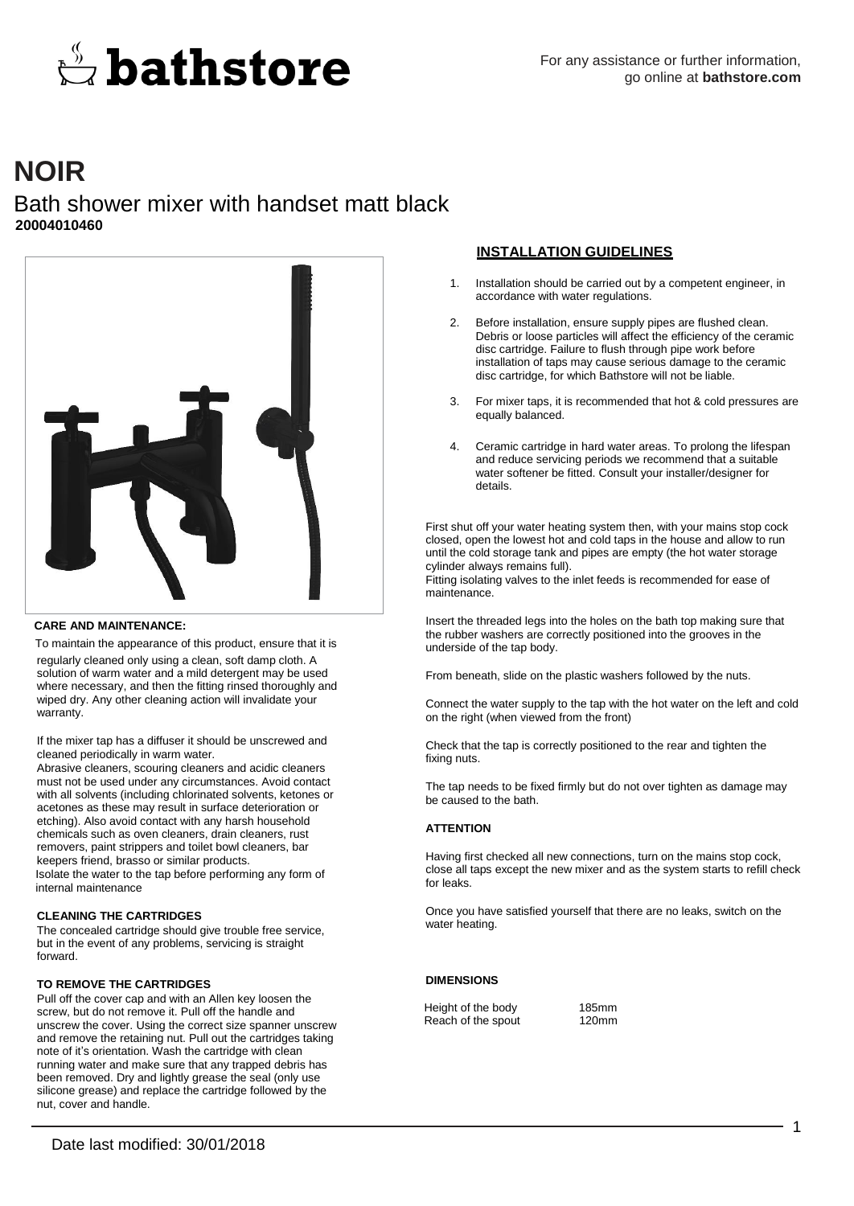bathstore

For any assistance or further information, go online at **bathstore.com**

# NOIR

## Bath shower mixer with handset matt black

**20004010460**

### CARE AND MAINTENANCE:

To maintain the appearance of this product, ensure that it is regularly cleaned only using a clean, soft damp cloth. A solution of warm water and a mild detergent may be used where necessary, and then the fitting rinsed thoroughly and wiped dry. Any other cleaning action will invalidate your warranty.

If the mixer tap has a diffuser it should be unscrewed and cleaned periodically in warm water.

Abrasive cleaners, scouring cleaners and acidic cleaners must not be used under any circumstances. Avoid contact with all solvents (including chlorinated solvents, ketones or acetones as these may result in surface deterioration or etching). Also avoid contact with any harsh household chemicals such as oven cleaners, drain cleaners, rust removers, paint strippers and toilet bowl cleaners, bar keepers friend, brasso or similar products.

Isolate the water to the tap before performing any form of internal maintenance

### CLEANING THE CARTRIDGES

The concealed cartridge should give trouble free service, but in the event of any problems, servicing is straight forward.

### TO REMOVE THE CARTRIDGES

Pull off the cover cap and with an Allen key loosen the screw, but do not remove it. Pull off the handle and unscrew the cover. Using the correct size spanner unscrew and remove the retaining nut. Pull out the cartridges taking note of it's orientation. Wash the cartridge with clean running water and make sure that any trapped debris has been removed. Dry and lightly grease the seal (only use silicone grease) and replace the cartridge followed by the nut, cover and handle.

### INSTALLATION GUIDELINES

1. Installation should be carried out by a competent engineer, in accordance with water regulations.
2. Before installation, ensure supply pipes are flushed clean. Debris or loose particles will affect the efficiency of the ceramic disc cartridge. Failure to flush through pipe work before installation of taps may cause serious damage to the ceramic disc cartridge, for which Bathstore will not be liable.
3. For mixer taps, it is recommended that hot & cold pressures are equally balanced.
4. Ceramic cartridge in hard water areas. To prolong the lifespan and reduce servicing periods we recommend that a suitable water softener be fitted. Consult your installer/designer for details.

First shut off your water heating system then, with your mains stop cock closed, open the lowest hot and cold taps in the house and allow to run until the cold storage tank and pipes are empty (the hot water storage cylinder always remains full).

Fitting isolating valves to the inlet feeds is recommended for ease of maintenance.

Insert the threaded legs into the holes on the bath top making sure that the rubber washers are correctly positioned into the grooves in the underside of the tap body.

From beneath, slide on the plastic washers followed by the nuts.

Connect the water supply to the tap with the hot water on the left and cold on the right (when viewed from the front)

Check that the tap is correctly positioned to the rear and tighten the fixing nuts.

The tap needs to be fixed firmly but do not over tighten as damage may be caused to the bath.

### ATTENTION

Having first checked all new connections, turn on the mains stop cock, close all taps except the new mixer and as the system starts to refill check for leaks.

Once you have satisfied yourself that there are no leaks, switch on the water heating.

### DIMENSIONS

| | |
|---|---|
| Height of the body | 185mm |
| Reach of the spout | 120mm |

Date last modified: 30/01/2018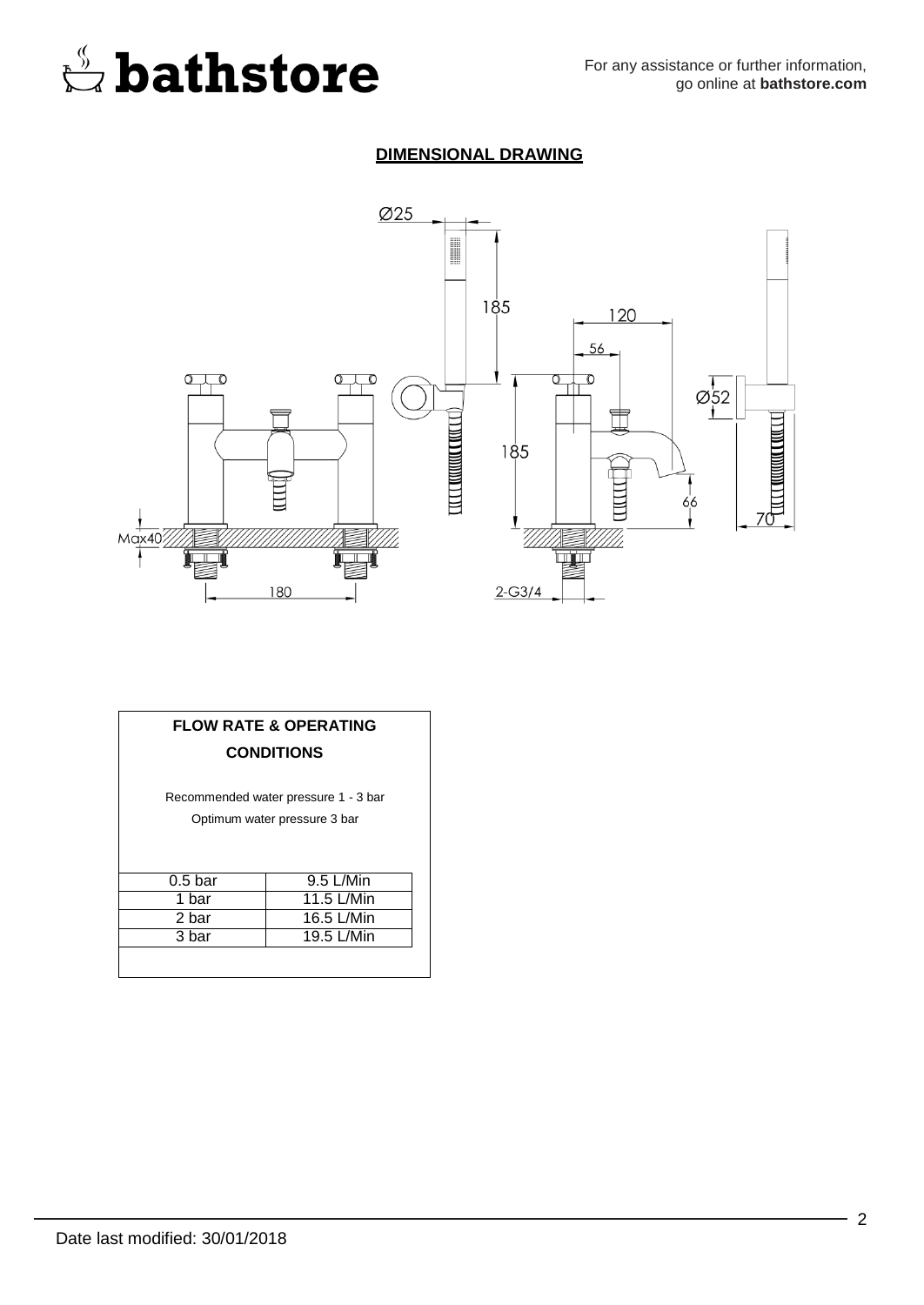For any assistance or further information, go online at **bathstore.com**

**DIMENSIONAL DRAWING**

Ø25

185

120

56

Ø52

185

66

70

Max40

180

2-G3/4

**FLOW RATE & OPERATING CONDITIONS**

Recommended water pressure 1 - 3 bar

Optimum water pressure 3 bar

| | |
|---|---|
| 0.5 bar | 9.5 L/Min |
| 1 bar | 11.5 L/Min |
| 2 bar | 16.5 L/Min |
| 3 bar | 19.5 L/Min |

Date last modified: 30/01/2018